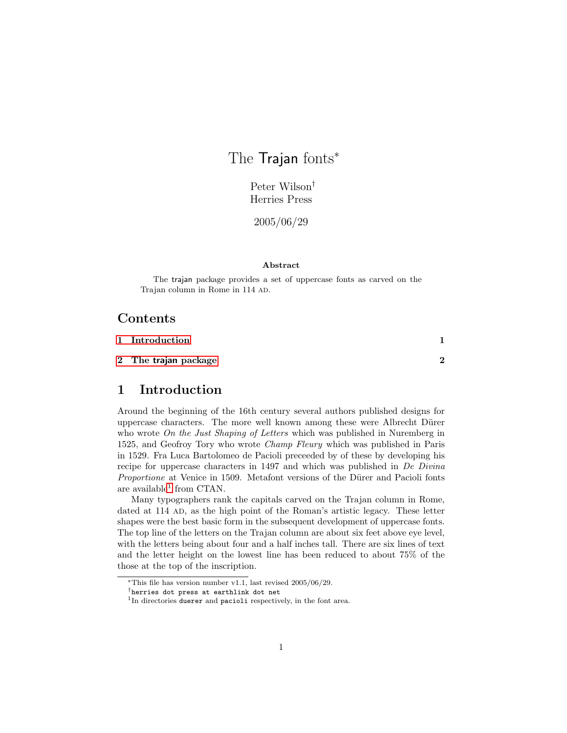# The Trajan fonts[*]

Peter Wilson[†]
Herries Press

2005/06/29

**Abstract**

The trajan package provides a set of uppercase fonts as carved on the Trajan column in Rome in 114 AD.

## Contents

1 Introduction — 1

2 The trajan package — 2

## 1 Introduction

Around the beginning of the 16th century several authors published designs for uppercase characters. The more well known among these were Albrecht Dürer who wrote *On the Just Shaping of Letters* which was published in Nuremberg in 1525, and Geofroy Tory who wrote *Champ Fleury* which was published in Paris in 1529. Fra Luca Bartolomeo de Pacioli preceeded by of these by developing his recipe for uppercase characters in 1497 and which was published in *De Divina Proportione* at Venice in 1509. Metafont versions of the Dürer and Pacioli fonts are available[1] from CTAN.

Many typographers rank the capitals carved on the Trajan column in Rome, dated at 114 AD, as the high point of the Roman's artistic legacy. These letter shapes were the best basic form in the subsequent development of uppercase fonts. The top line of the letters on the Trajan column are about six feet above eye level, with the letters being about four and a half inches tall. There are six lines of text and the letter height on the lowest line has been reduced to about 75% of the those at the top of the inscription.

---

[*] This file has version number v1.1, last revised 2005/06/29.

[†] `herries dot press at earthlink dot net`

[1] In directories `duerer` and `pacioli` respectively, in the font area.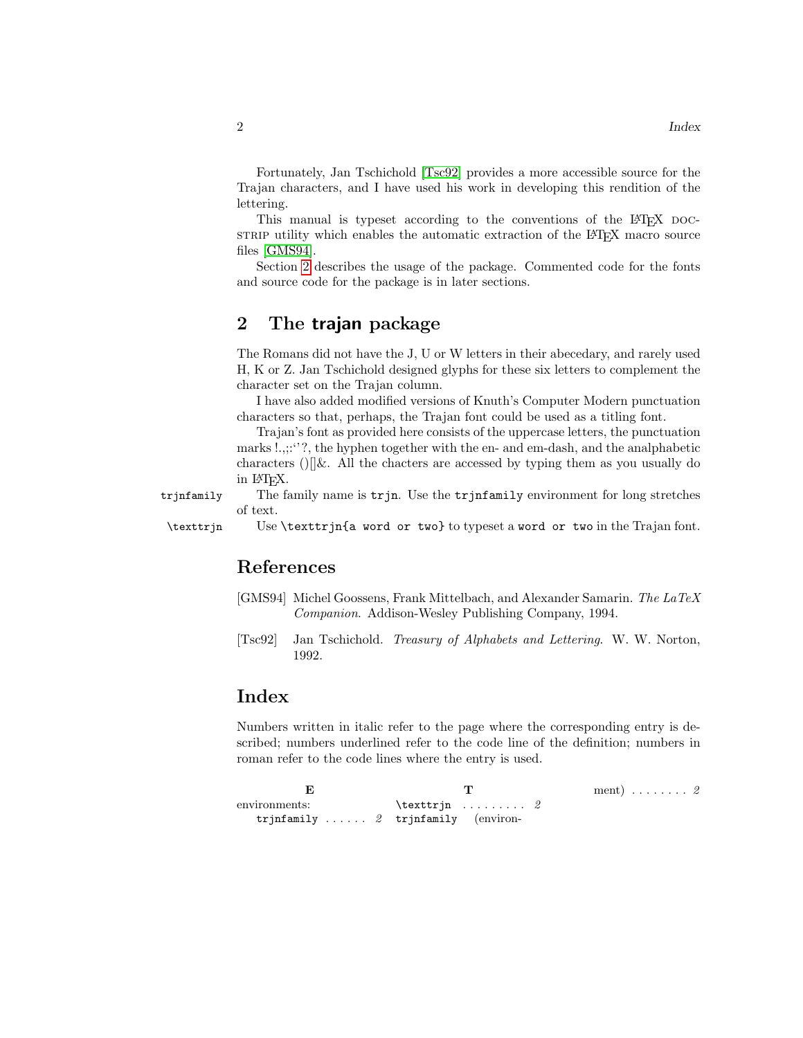Fortunately, Jan Tschichold [Tsc92] provides a more accessible source for the Trajan characters, and I have used his work in developing this rendition of the lettering.

This manual is typeset according to the conventions of the LaTeX DOCSTRIP utility which enables the automatic extraction of the LaTeX macro source files [GMS94].

Section 2 describes the usage of the package. Commented code for the fonts and source code for the package is in later sections.

## 2 The trajan package

The Romans did not have the J, U or W letters in their abecedary, and rarely used H, K or Z. Jan Tschichold designed glyphs for these six letters to complement the character set on the Trajan column.

I have also added modified versions of Knuth's Computer Modern punctuation characters so that, perhaps, the Trajan font could be used as a titling font.

Trajan's font as provided here consists of the uppercase letters, the punctuation marks !.,;:'' ?, the hyphen together with the en- and em-dash, and the analphabetic characters ()[]&. All the chacters are accessed by typing them as you usually do in LaTeX.

`trjnfamily` The family name is `trjn`. Use the `trjnfamily` environment for long stretches of text.

`\texttrjn` Use `\texttrjn{a word or two}` to typeset a `word or two` in the Trajan font.

## References

[GMS94] Michel Goossens, Frank Mittelbach, and Alexander Samarin. *The LaTeX Companion*. Addison-Wesley Publishing Company, 1994.

[Tsc92] Jan Tschichold. *Treasury of Alphabets and Lettering*. W. W. Norton, 1992.

## Index

Numbers written in italic refer to the page where the corresponding entry is described; numbers underlined refer to the code line of the definition; numbers in roman refer to the code lines where the entry is used.

**E**

environments:
- `trjnfamily` . . . . . . *2*

**T**

`\texttrjn` . . . . . . . . . *2*

`trjnfamily` (environment) . . . . . . . . *2*